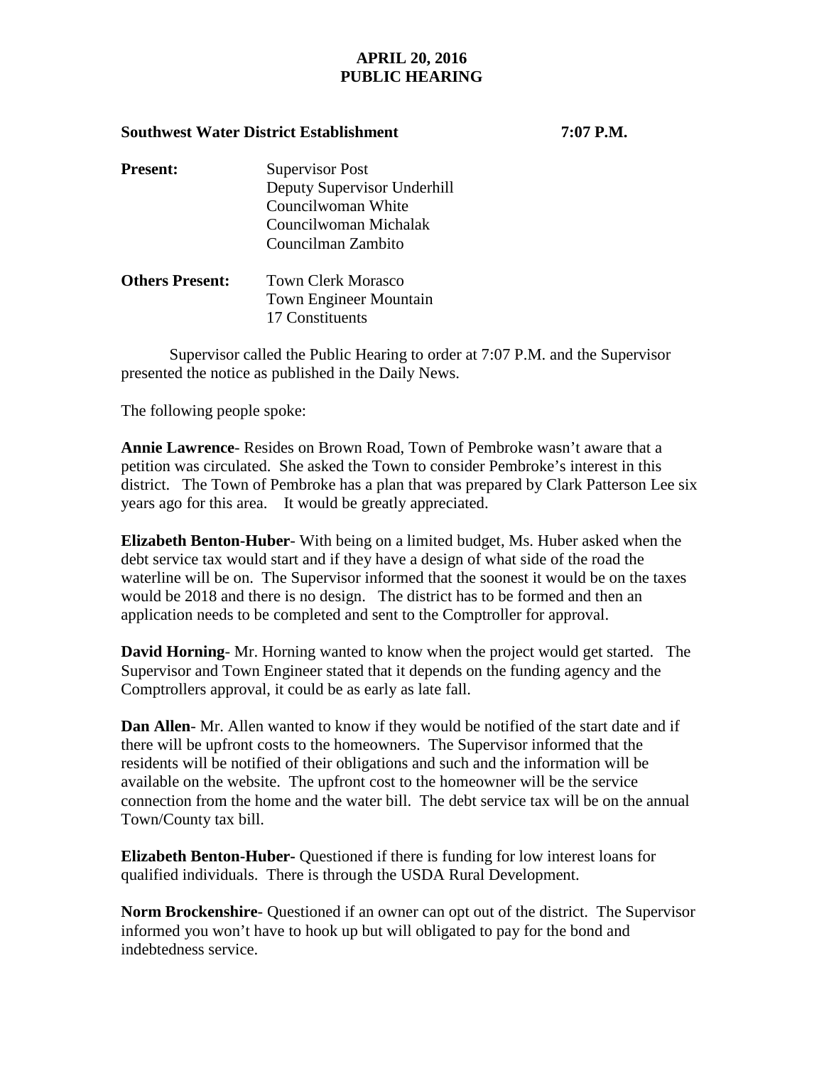# APRIL 20, 2016
# PUBLIC HEARING

**Southwest Water District Establishment** **7:07 P.M.**

**Present:** Supervisor Post
Deputy Supervisor Underhill
Councilwoman White
Councilwoman Michalak
Councilman Zambito

**Others Present:** Town Clerk Morasco
Town Engineer Mountain
17 Constituents

Supervisor called the Public Hearing to order at 7:07 P.M. and the Supervisor presented the notice as published in the Daily News.

The following people spoke:

**Annie Lawrence**- Resides on Brown Road, Town of Pembroke wasn't aware that a petition was circulated. She asked the Town to consider Pembroke's interest in this district. The Town of Pembroke has a plan that was prepared by Clark Patterson Lee six years ago for this area. It would be greatly appreciated.

**Elizabeth Benton-Huber**- With being on a limited budget, Ms. Huber asked when the debt service tax would start and if they have a design of what side of the road the waterline will be on. The Supervisor informed that the soonest it would be on the taxes would be 2018 and there is no design. The district has to be formed and then an application needs to be completed and sent to the Comptroller for approval.

**David Horning**- Mr. Horning wanted to know when the project would get started. The Supervisor and Town Engineer stated that it depends on the funding agency and the Comptrollers approval, it could be as early as late fall.

**Dan Allen**- Mr. Allen wanted to know if they would be notified of the start date and if there will be upfront costs to the homeowners. The Supervisor informed that the residents will be notified of their obligations and such and the information will be available on the website. The upfront cost to the homeowner will be the service connection from the home and the water bill. The debt service tax will be on the annual Town/County tax bill.

**Elizabeth Benton-Huber-** Questioned if there is funding for low interest loans for qualified individuals. There is through the USDA Rural Development.

**Norm Brockenshire**- Questioned if an owner can opt out of the district. The Supervisor informed you won't have to hook up but will obligated to pay for the bond and indebtedness service.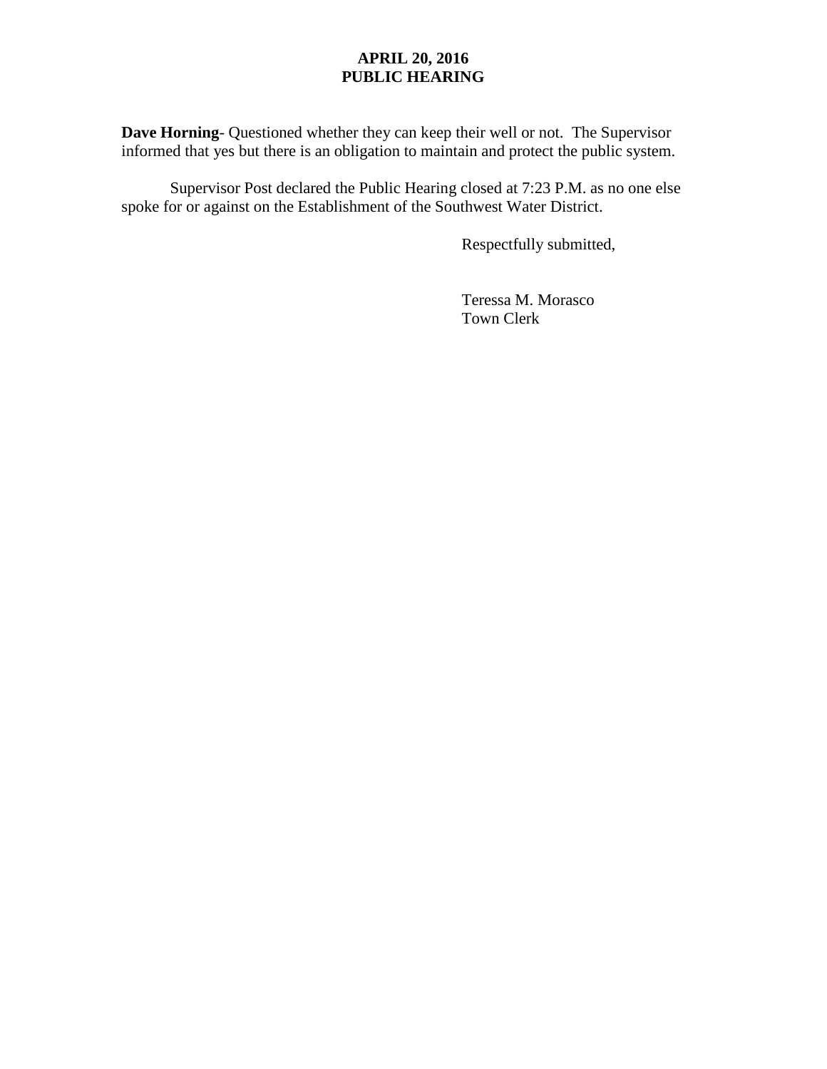**APRIL 20, 2016**
**PUBLIC HEARING**

**Dave Horning**- Questioned whether they can keep their well or not. The Supervisor informed that yes but there is an obligation to maintain and protect the public system.

Supervisor Post declared the Public Hearing closed at 7:23 P.M. as no one else spoke for or against on the Establishment of the Southwest Water District.

Respectfully submitted,

Teressa M. Morasco
Town Clerk